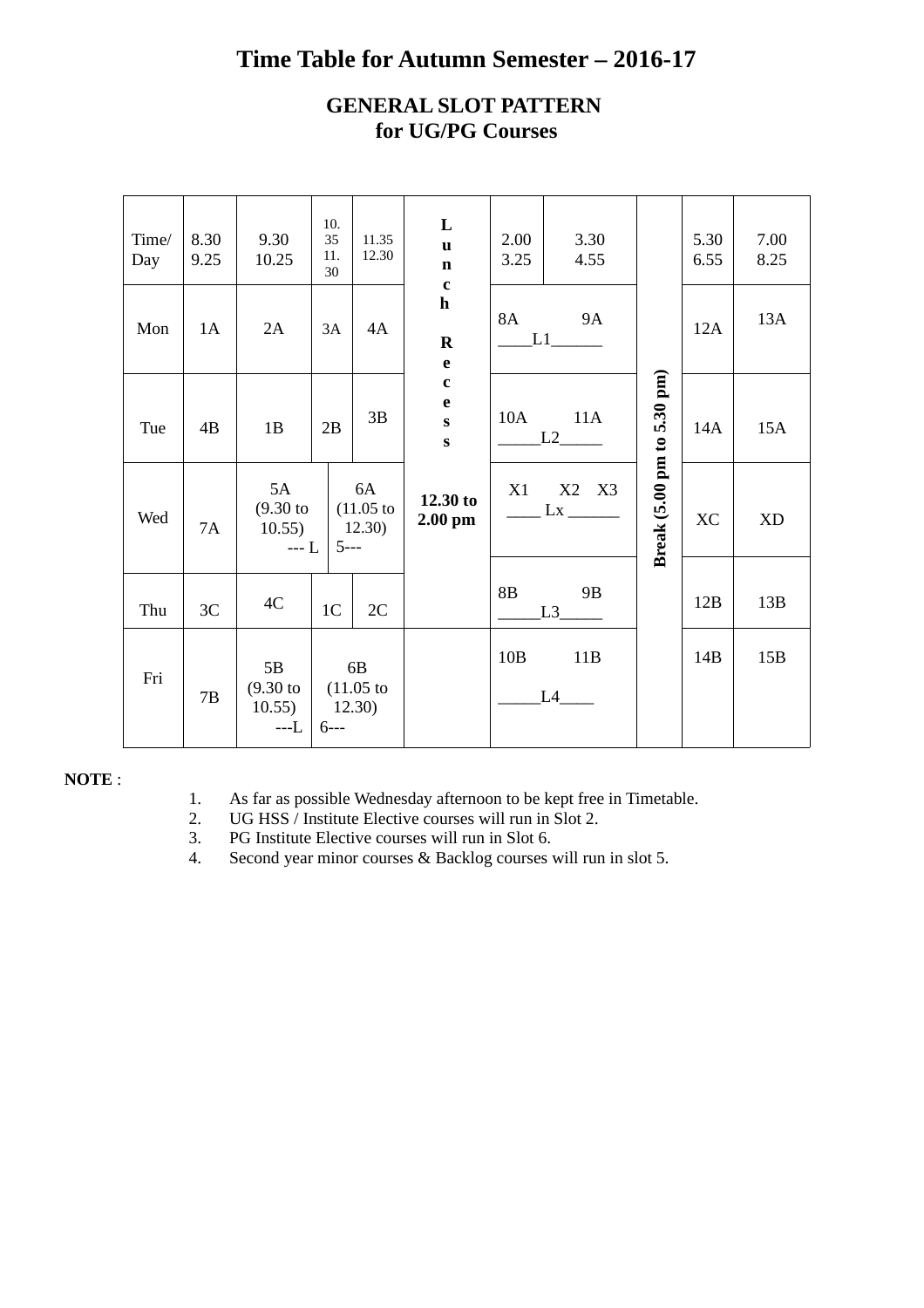# Time Table for Autumn Semester – 2016-17

## GENERAL SLOT PATTERN for UG/PG Courses

| Time/ Day | 8.30 9.25 | 9.30 10.25 | 10.35 11.30 | 11.35 12.30 | Lunch Recess 12.30 to 2.00 pm | 2.00 3.25 | 3.30 4.55 | Break (5.00 pm to 5.30 pm) | 5.30 6.55 | 7.00 8.25 |
|---|---|---|---|---|---|---|---|---|---|---|
| Mon | 1A | 2A | 3A | 4A | | 8A ____L1______ | 9A | | 12A | 13A |
| Tue | 4B | 1B | 2B | 3B | | 10A _____L2_____ | 11A | | 14A | 15A |
| Wed | 7A | 5A (9.30 to 10.55) --- L | 6A (11.05 to 12.30) 5--- | | | X1 ____ Lx ______ | X2 X3 | | XC | XD |
| Thu | 3C | 4C | 1C | 2C | | 8B _____L3_____ | 9B | | 12B | 13B |
| Fri | 7B | 5B (9.30 to 10.55) ---L | 6B (11.05 to 12.30) 6--- | | | 10B _____L4____ | 11B | | 14B | 15B |

**NOTE** :

1. As far as possible Wednesday afternoon to be kept free in Timetable.
2. UG HSS / Institute Elective courses will run in Slot 2.
3. PG Institute Elective courses will run in Slot 6.
4. Second year minor courses & Backlog courses will run in slot 5.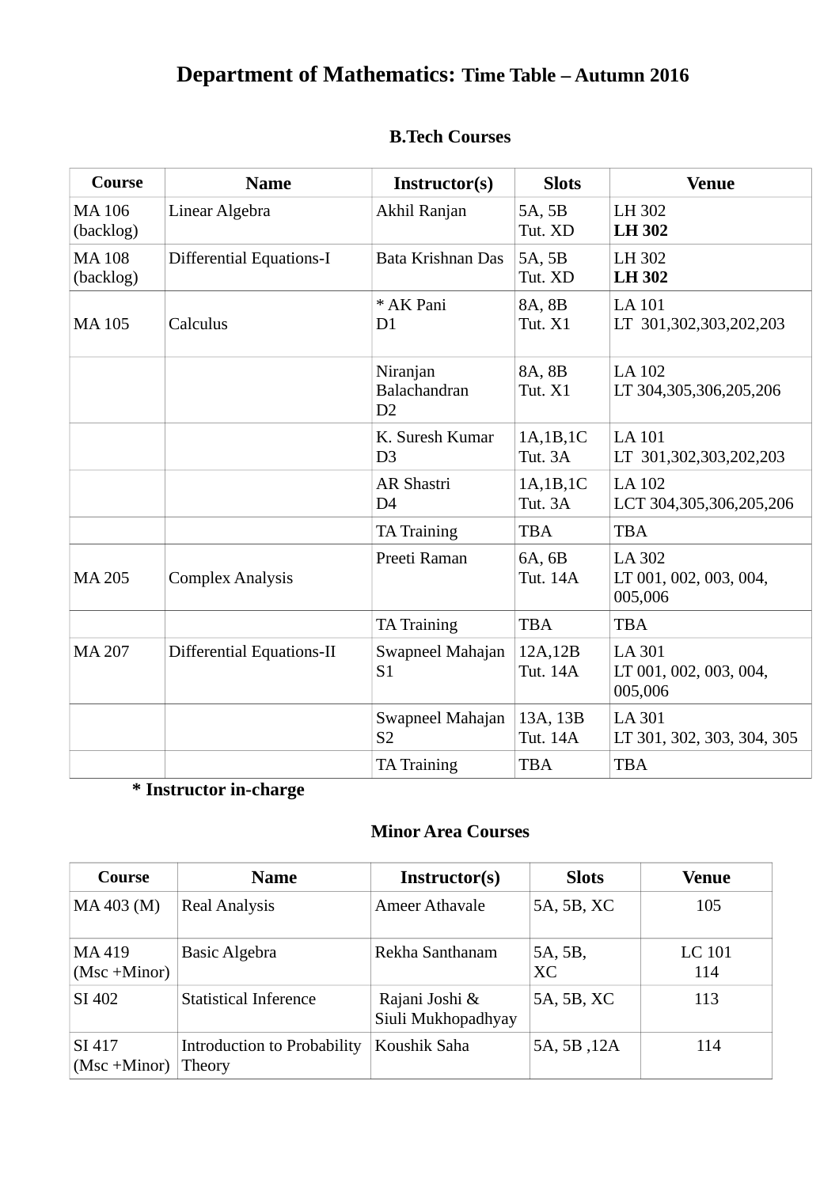# **Department of Mathematics:** Time Table – Autumn 2016

## B.Tech Courses

| Course | Name | Instructor(s) | Slots | Venue |
|---|---|---|---|---|
| MA 106 (backlog) | Linear Algebra | Akhil Ranjan | 5A, 5B<br>Tut. XD | LH 302<br>**LH 302** |
| MA 108 (backlog) | Differential Equations-I | Bata Krishnan Das | 5A, 5B<br>Tut. XD | LH 302<br>**LH 302** |
| MA 105 | Calculus | * AK Pani<br>D1 | 8A, 8B<br>Tut. X1 | LA 101<br>LT 301,302,303,202,203 |
| | | Niranjan Balachandran<br>D2 | 8A, 8B<br>Tut. X1 | LA 102<br>LT 304,305,306,205,206 |
| | | K. Suresh Kumar<br>D3 | 1A,1B,1C<br>Tut. 3A | LA 101<br>LT 301,302,303,202,203 |
| | | AR Shastri<br>D4 | 1A,1B,1C<br>Tut. 3A | LA 102<br>LCT 304,305,306,205,206 |
| | | TA Training | TBA | TBA |
| MA 205 | Complex Analysis | Preeti Raman | 6A, 6B<br>Tut. 14A | LA 302<br>LT 001, 002, 003, 004, 005,006 |
| | | TA Training | TBA | TBA |
| MA 207 | Differential Equations-II | Swapneel Mahajan<br>S1 | 12A,12B<br>Tut. 14A | LA 301<br>LT 001, 002, 003, 004, 005,006 |
| | | Swapneel Mahajan<br>S2 | 13A, 13B<br>Tut. 14A | LA 301<br>LT 301, 302, 303, 304, 305 |
| | | TA Training | TBA | TBA |

**\* Instructor in-charge**

## Minor Area Courses

| Course | Name | Instructor(s) | Slots | Venue |
|---|---|---|---|---|
| MA 403 (M) | Real Analysis | Ameer Athavale | 5A, 5B, XC | 105 |
| MA 419 (Msc +Minor) | Basic Algebra | Rekha Santhanam | 5A, 5B, XC | LC 101<br>114 |
| SI 402 | Statistical Inference | Rajani Joshi & Siuli Mukhopadhyay | 5A, 5B, XC | 113 |
| SI 417 (Msc +Minor) | Introduction to Probability Theory | Koushik Saha | 5A, 5B ,12A | 114 |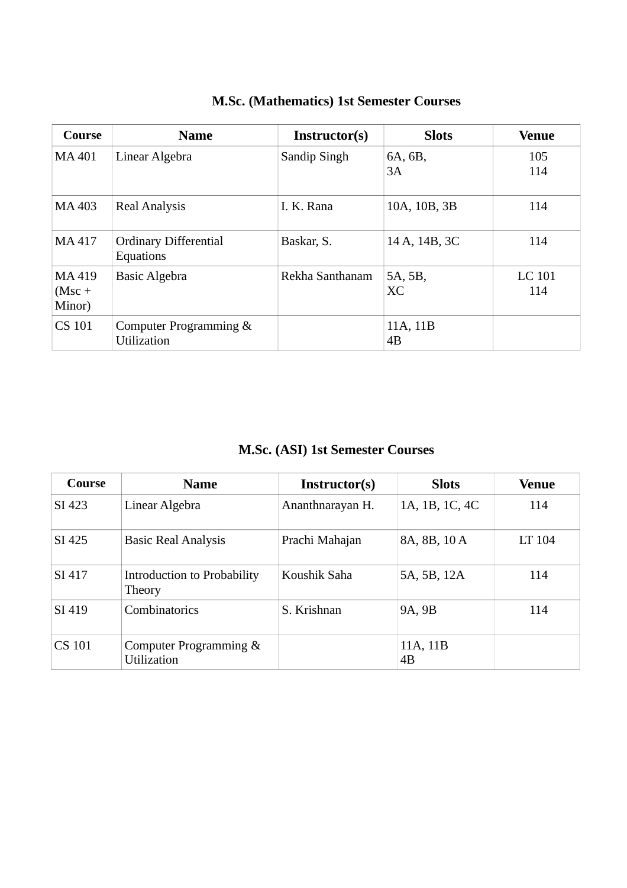### M.Sc. (Mathematics) 1st Semester Courses

| Course | Name | Instructor(s) | Slots | Venue |
|---|---|---|---|---|
| MA 401 | Linear Algebra | Sandip Singh | 6A, 6B, 3A | 105 114 |
| MA 403 | Real Analysis | I. K. Rana | 10A, 10B, 3B | 114 |
| MA 417 | Ordinary Differential Equations | Baskar, S. | 14 A, 14B, 3C | 114 |
| MA 419 (Msc + Minor) | Basic Algebra | Rekha Santhanam | 5A, 5B, XC | LC 101 114 |
| CS 101 | Computer Programming & Utilization | | 11A, 11B 4B | |

### M.Sc. (ASI) 1st Semester Courses

| Course | Name | Instructor(s) | Slots | Venue |
|---|---|---|---|---|
| SI 423 | Linear Algebra | Ananthnarayan H. | 1A, 1B, 1C, 4C | 114 |
| SI 425 | Basic Real Analysis | Prachi Mahajan | 8A, 8B, 10 A | LT 104 |
| SI 417 | Introduction to Probability Theory | Koushik Saha | 5A, 5B, 12A | 114 |
| SI 419 | Combinatorics | S. Krishnan | 9A, 9B | 114 |
| CS 101 | Computer Programming & Utilization | | 11A, 11B 4B | |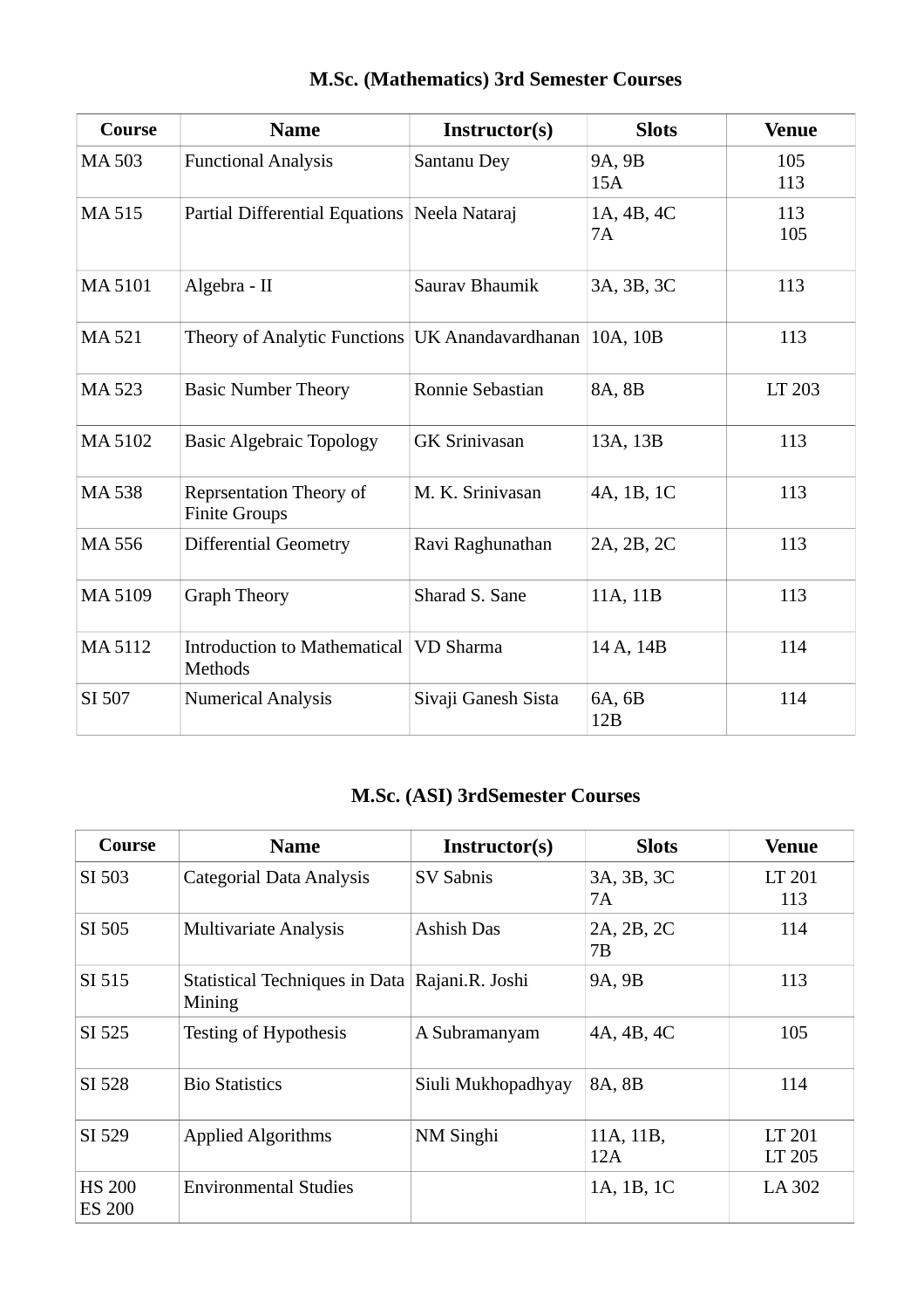## M.Sc. (Mathematics) 3rd Semester Courses

| Course | Name | Instructor(s) | Slots | Venue |
|---|---|---|---|---|
| MA 503 | Functional Analysis | Santanu Dey | 9A, 9B<br>15A | 105<br>113 |
| MA 515 | Partial Differential Equations | Neela Nataraj | 1A, 4B, 4C<br>7A | 113<br>105 |
| MA 5101 | Algebra - II | Saurav Bhaumik | 3A, 3B, 3C | 113 |
| MA 521 | Theory of Analytic Functions | UK Anandavardhanan | 10A, 10B | 113 |
| MA 523 | Basic Number Theory | Ronnie Sebastian | 8A, 8B | LT 203 |
| MA 5102 | Basic Algebraic Topology | GK Srinivasan | 13A, 13B | 113 |
| MA 538 | Reprsentation Theory of Finite Groups | M. K. Srinivasan | 4A, 1B, 1C | 113 |
| MA 556 | Differential Geometry | Ravi Raghunathan | 2A, 2B, 2C | 113 |
| MA 5109 | Graph Theory | Sharad S. Sane | 11A, 11B | 113 |
| MA 5112 | Introduction to Mathematical Methods | VD Sharma | 14 A, 14B | 114 |
| SI 507 | Numerical Analysis | Sivaji Ganesh Sista | 6A, 6B<br>12B | 114 |

## M.Sc. (ASI) 3rdSemester Courses

| Course | Name | Instructor(s) | Slots | Venue |
|---|---|---|---|---|
| SI 503 | Categorial Data Analysis | SV Sabnis | 3A, 3B, 3C<br>7A | LT 201<br>113 |
| SI 505 | Multivariate Analysis | Ashish Das | 2A, 2B, 2C<br>7B | 114 |
| SI 515 | Statistical Techniques in Data Mining | Rajani.R. Joshi | 9A, 9B | 113 |
| SI 525 | Testing of Hypothesis | A Subramanyam | 4A, 4B, 4C | 105 |
| SI 528 | Bio Statistics | Siuli Mukhopadhyay | 8A, 8B | 114 |
| SI 529 | Applied Algorithms | NM Singhi | 11A, 11B,<br>12A | LT 201<br>LT 205 |
| HS 200<br>ES 200 | Environmental Studies | | 1A, 1B, 1C | LA 302 |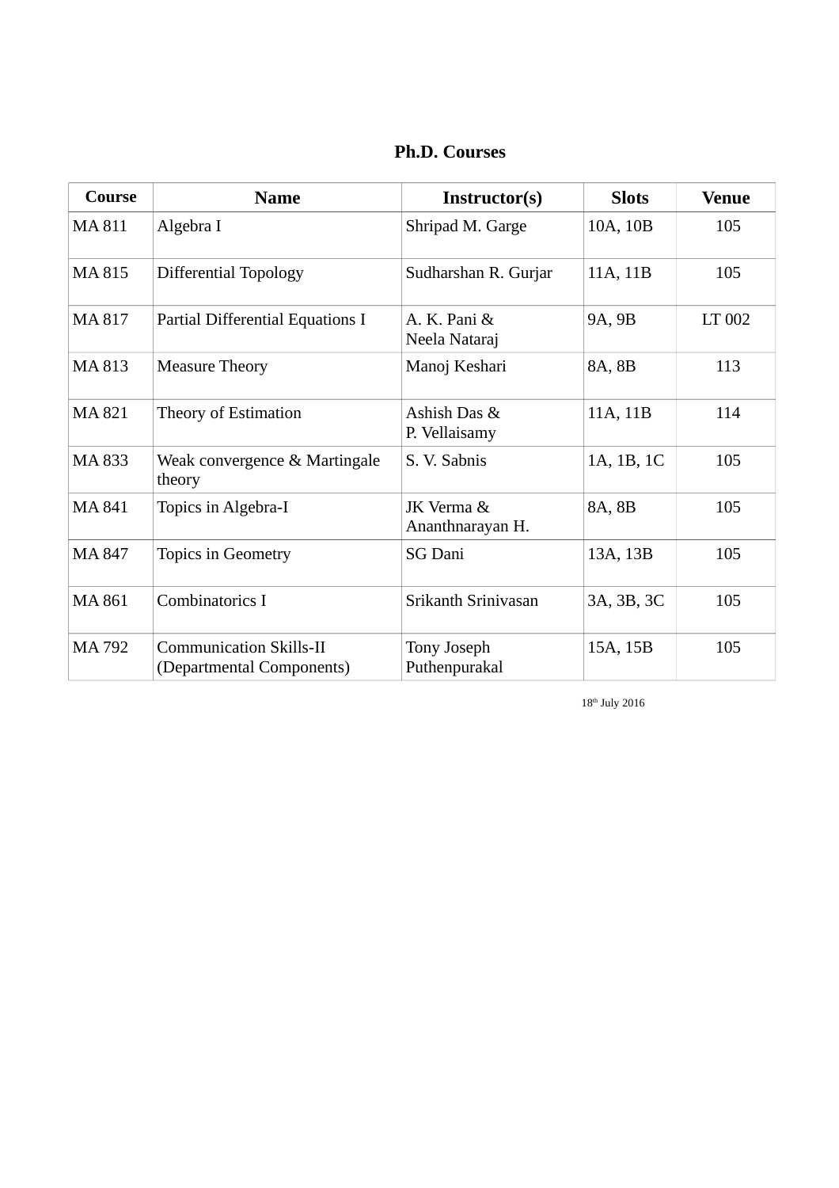## Ph.D. Courses

| Course | Name | Instructor(s) | Slots | Venue |
|---|---|---|---|---|
| MA 811 | Algebra I | Shripad M. Garge | 10A, 10B | 105 |
| MA 815 | Differential Topology | Sudharshan R. Gurjar | 11A, 11B | 105 |
| MA 817 | Partial Differential Equations I | A. K. Pani & Neela Nataraj | 9A, 9B | LT 002 |
| MA 813 | Measure Theory | Manoj Keshari | 8A, 8B | 113 |
| MA 821 | Theory of Estimation | Ashish Das & P. Vellaisamy | 11A, 11B | 114 |
| MA 833 | Weak convergence & Martingale theory | S. V. Sabnis | 1A, 1B, 1C | 105 |
| MA 841 | Topics in Algebra-I | JK Verma & Ananthnarayan H. | 8A, 8B | 105 |
| MA 847 | Topics in Geometry | SG Dani | 13A, 13B | 105 |
| MA 861 | Combinatorics I | Srikanth Srinivasan | 3A, 3B, 3C | 105 |
| MA 792 | Communication Skills-II (Departmental Components) | Tony Joseph Puthenpurakal | 15A, 15B | 105 |

18th July 2016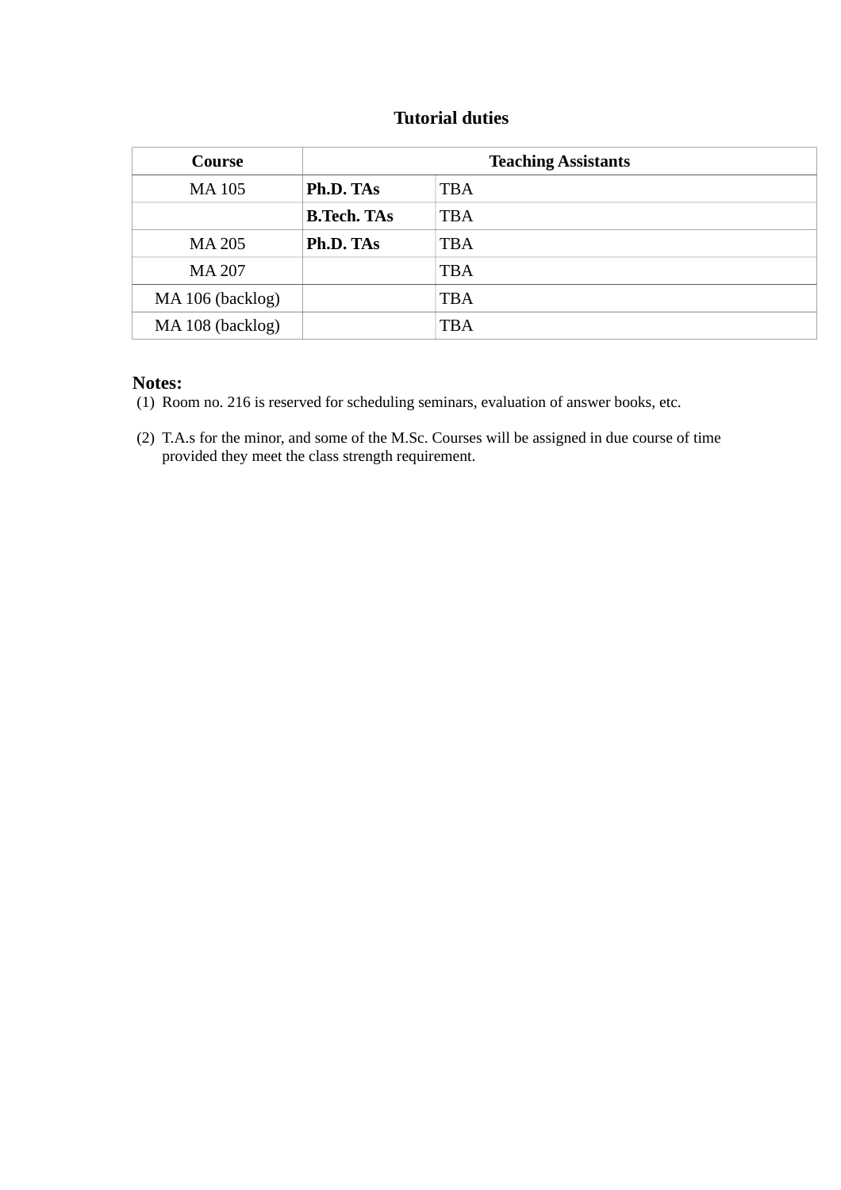### Tutorial duties

| Course | Teaching Assistants | |
|---|---|---|
| MA 105 | **Ph.D. TAs** | TBA |
| | **B.Tech. TAs** | TBA |
| MA 205 | **Ph.D. TAs** | TBA |
| MA 207 | | TBA |
| MA 106 (backlog) | | TBA |
| MA 108 (backlog) | | TBA |

**Notes:**

(1) Room no. 216 is reserved for scheduling seminars, evaluation of answer books, etc.

(2) T.A.s for the minor, and some of the M.Sc. Courses will be assigned in due course of time provided they meet the class strength requirement.